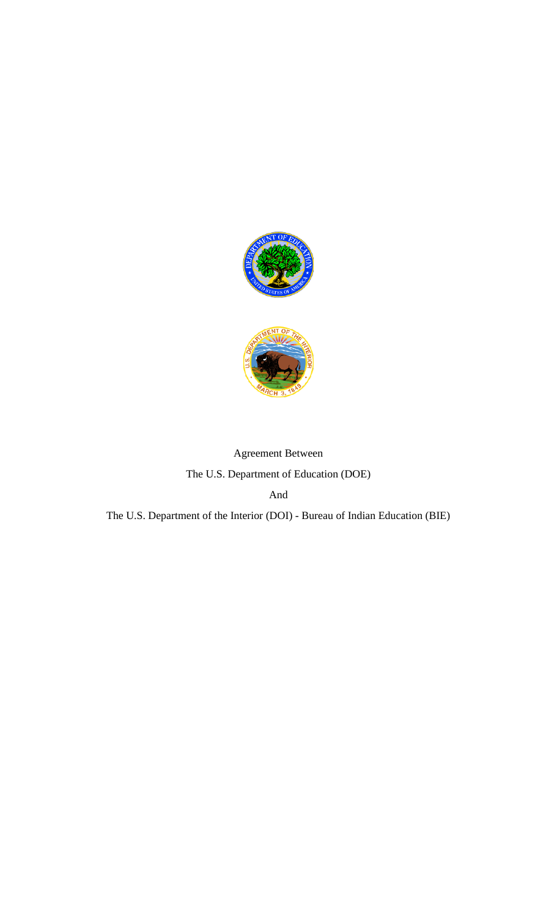Agreement Between

The U.S. Department of Education (DOE)

And

The U.S. Department of the Interior (DOI) - Bureau of Indian Education (BIE)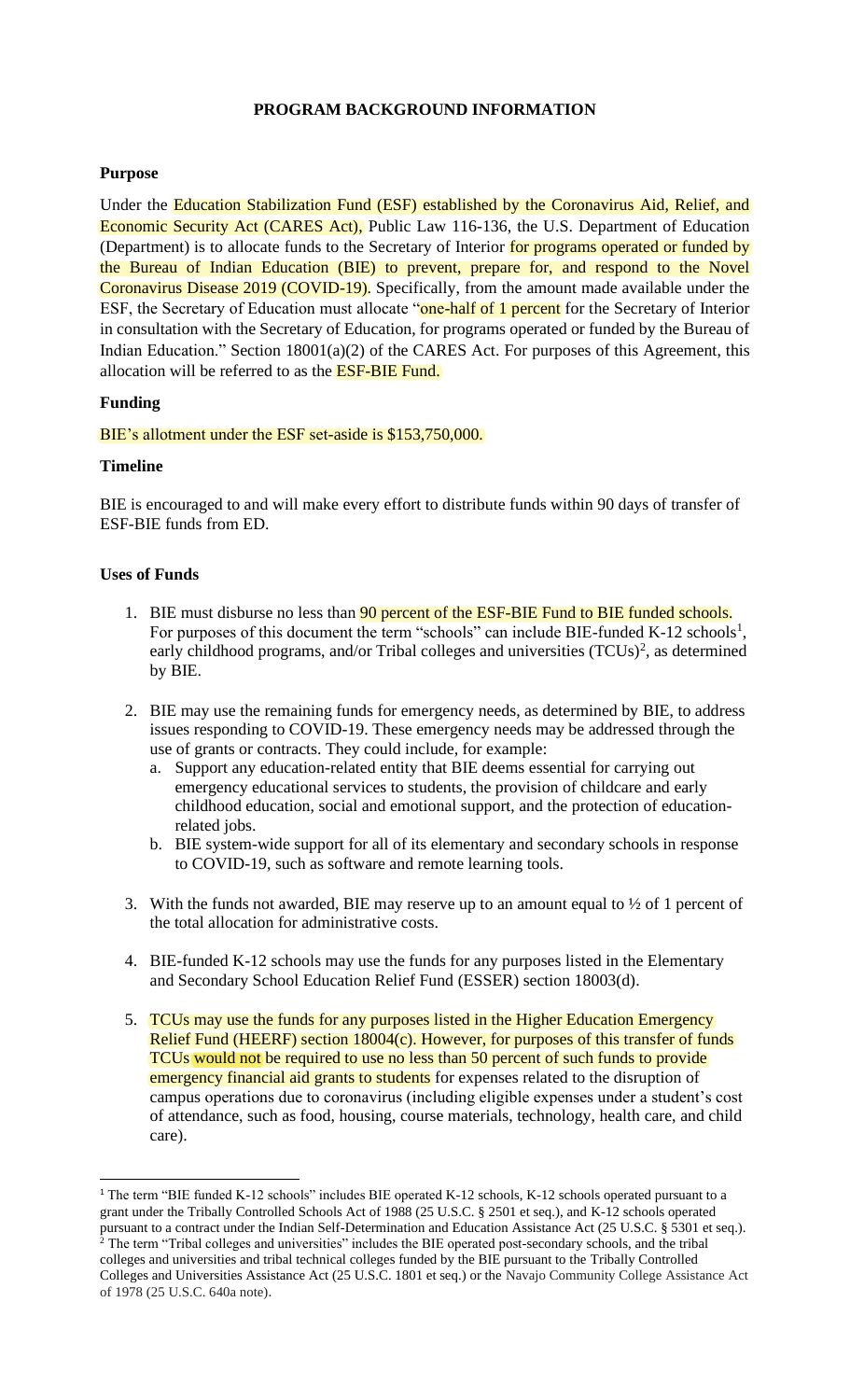## PROGRAM BACKGROUND INFORMATION

### Purpose

Under the Education Stabilization Fund (ESF) established by the Coronavirus Aid, Relief, and Economic Security Act (CARES Act), Public Law 116-136, the U.S. Department of Education (Department) is to allocate funds to the Secretary of Interior for programs operated or funded by the Bureau of Indian Education (BIE) to prevent, prepare for, and respond to the Novel Coronavirus Disease 2019 (COVID-19). Specifically, from the amount made available under the ESF, the Secretary of Education must allocate "one-half of 1 percent for the Secretary of Interior in consultation with the Secretary of Education, for programs operated or funded by the Bureau of Indian Education." Section 18001(a)(2) of the CARES Act. For purposes of this Agreement, this allocation will be referred to as the ESF-BIE Fund.

### Funding

BIE's allotment under the ESF set-aside is $153,750,000.

### Timeline

BIE is encouraged to and will make every effort to distribute funds within 90 days of transfer of ESF-BIE funds from ED.

### Uses of Funds

1. BIE must disburse no less than 90 percent of the ESF-BIE Fund to BIE funded schools. For purposes of this document the term "schools" can include BIE-funded K-12 schools[1], early childhood programs, and/or Tribal colleges and universities (TCUs)[2], as determined by BIE.

2. BIE may use the remaining funds for emergency needs, as determined by BIE, to address issues responding to COVID-19. These emergency needs may be addressed through the use of grants or contracts. They could include, for example:
   a. Support any educational-related entity that BIE deems essential for carrying out emergency educational services to students, the provision of childcare and early childhood education, social and emotional support, and the protection of education-related jobs.
   b. BIE system-wide support for all of its elementary and secondary schools in response to COVID-19, such as software and remote learning tools.

3. With the funds not awarded, BIE may reserve up to an amount equal to ½ of 1 percent of the total allocation for administrative costs.

4. BIE-funded K-12 schools may use the funds for any purposes listed in the Elementary and Secondary School Education Relief Fund (ESSER) section 18003(d).

5. TCUs may use the funds for any purposes listed in the Higher Education Emergency Relief Fund (HEERF) section 18004(c). However, for purposes of this transfer of funds TCUs would not be required to use no less than 50 percent of such funds to provide emergency financial aid grants to students for expenses related to the disruption of campus operations due to coronavirus (including eligible expenses under a student's cost of attendance, such as food, housing, course materials, technology, health care, and child care).

---

[1] The term "BIE funded K-12 schools" includes BIE operated K-12 schools, K-12 schools operated pursuant to a grant under the Tribally Controlled Schools Act of 1988 (25 U.S.C. § 2501 et seq.), and K-12 schools operated pursuant to a contract under the Indian Self-Determination and Education Assistance Act (25 U.S.C. § 5301 et seq.).

[2] The term "Tribal colleges and universities" includes the BIE operated post-secondary schools, and the tribal colleges and universities and tribal technical colleges funded by the BIE pursuant to the Tribally Controlled Colleges and Universities Assistance Act (25 U.S.C. 1801 et seq.) or the Navajo Community College Assistance Act of 1978 (25 U.S.C. 640a note).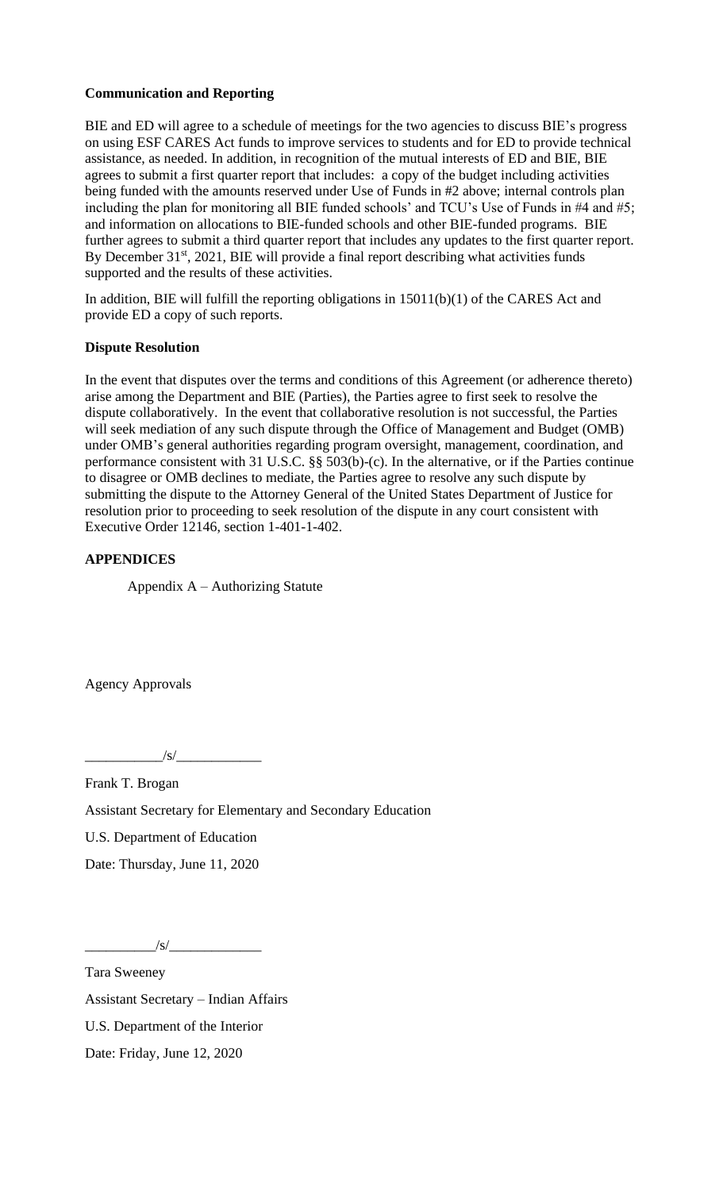**Communication and Reporting**

BIE and ED will agree to a schedule of meetings for the two agencies to discuss BIE's progress on using ESF CARES Act funds to improve services to students and for ED to provide technical assistance, as needed. In addition, in recognition of the mutual interests of ED and BIE, BIE agrees to submit a first quarter report that includes: a copy of the budget including activities being funded with the amounts reserved under Use of Funds in #2 above; internal controls plan including the plan for monitoring all BIE funded schools' and TCU's Use of Funds in #4 and #5; and information on allocations to BIE-funded schools and other BIE-funded programs. BIE further agrees to submit a third quarter report that includes any updates to the first quarter report. By December 31st, 2021, BIE will provide a final report describing what activities funds supported and the results of these activities.

In addition, BIE will fulfill the reporting obligations in 15011(b)(1) of the CARES Act and provide ED a copy of such reports.

**Dispute Resolution**

In the event that disputes over the terms and conditions of this Agreement (or adherence thereto) arise among the Department and BIE (Parties), the Parties agree to first seek to resolve the dispute collaboratively. In the event that collaborative resolution is not successful, the Parties will seek mediation of any such dispute through the Office of Management and Budget (OMB) under OMB's general authorities regarding program oversight, management, coordination, and performance consistent with 31 U.S.C. §§ 503(b)-(c). In the alternative, or if the Parties continue to disagree or OMB declines to mediate, the Parties agree to resolve any such dispute by submitting the dispute to the Attorney General of the United States Department of Justice for resolution prior to proceeding to seek resolution of the dispute in any court consistent with Executive Order 12146, section 1-401-1-402.

**APPENDICES**

Appendix A – Authorizing Statute

Agency Approvals

___________/s/____________

Frank T. Brogan

Assistant Secretary for Elementary and Secondary Education

U.S. Department of Education

Date: Thursday, June 11, 2020

__________/s/_____________

Tara Sweeney

Assistant Secretary – Indian Affairs

U.S. Department of the Interior

Date: Friday, June 12, 2020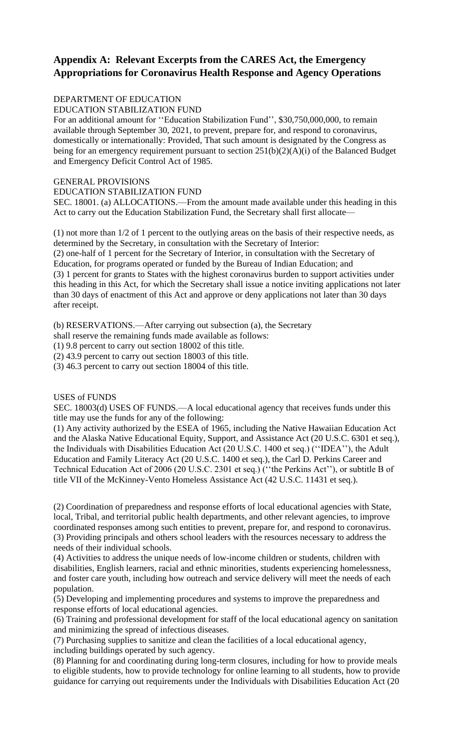## Appendix A: Relevant Excerpts from the CARES Act, the Emergency Appropriations for Coronavirus Health Response and Agency Operations

DEPARTMENT OF EDUCATION
EDUCATION STABILIZATION FUND

For an additional amount for ''Education Stabilization Fund'', $30,750,000,000, to remain available through September 30, 2021, to prevent, prepare for, and respond to coronavirus, domestically or internationally: Provided, That such amount is designated by the Congress as being for an emergency requirement pursuant to section 251(b)(2)(A)(i) of the Balanced Budget and Emergency Deficit Control Act of 1985.

GENERAL PROVISIONS
EDUCATION STABILIZATION FUND

SEC. 18001. (a) ALLOCATIONS.—From the amount made available under this heading in this Act to carry out the Education Stabilization Fund, the Secretary shall first allocate—

(1) not more than 1/2 of 1 percent to the outlying areas on the basis of their respective needs, as determined by the Secretary, in consultation with the Secretary of Interior:
(2) one-half of 1 percent for the Secretary of Interior, in consultation with the Secretary of Education, for programs operated or funded by the Bureau of Indian Education; and
(3) 1 percent for grants to States with the highest coronavirus burden to support activities under this heading in this Act, for which the Secretary shall issue a notice inviting applications not later than 30 days of enactment of this Act and approve or deny applications not later than 30 days after receipt.

(b) RESERVATIONS.—After carrying out subsection (a), the Secretary shall reserve the remaining funds made available as follows:
(1) 9.8 percent to carry out section 18002 of this title.
(2) 43.9 percent to carry out section 18003 of this title.
(3) 46.3 percent to carry out section 18004 of this title.

USES of FUNDS

SEC. 18003(d) USES OF FUNDS.—A local educational agency that receives funds under this title may use the funds for any of the following:
(1) Any activity authorized by the ESEA of 1965, including the Native Hawaiian Education Act and the Alaska Native Educational Equity, Support, and Assistance Act (20 U.S.C. 6301 et seq.), the Individuals with Disabilities Education Act (20 U.S.C. 1400 et seq.) (''IDEA''), the Adult Education and Family Literacy Act (20 U.S.C. 1400 et seq.), the Carl D. Perkins Career and Technical Education Act of 2006 (20 U.S.C. 2301 et seq.) (''the Perkins Act''), or subtitle B of title VII of the McKinney-Vento Homeless Assistance Act (42 U.S.C. 11431 et seq.).

(2) Coordination of preparedness and response efforts of local educational agencies with State, local, Tribal, and territorial public health departments, and other relevant agencies, to improve coordinated responses among such entities to prevent, prepare for, and respond to coronavirus.
(3) Providing principals and others school leaders with the resources necessary to address the needs of their individual schools.
(4) Activities to address the unique needs of low-income children or students, children with disabilities, English learners, racial and ethnic minorities, students experiencing homelessness, and foster care youth, including how outreach and service delivery will meet the needs of each population.
(5) Developing and implementing procedures and systems to improve the preparedness and response efforts of local educational agencies.
(6) Training and professional development for staff of the local educational agency on sanitation and minimizing the spread of infectious diseases.
(7) Purchasing supplies to sanitize and clean the facilities of a local educational agency, including buildings operated by such agency.
(8) Planning for and coordinating during long-term closures, including for how to provide meals to eligible students, how to provide technology for online learning to all students, how to provide guidance for carrying out requirements under the Individuals with Disabilities Education Act (20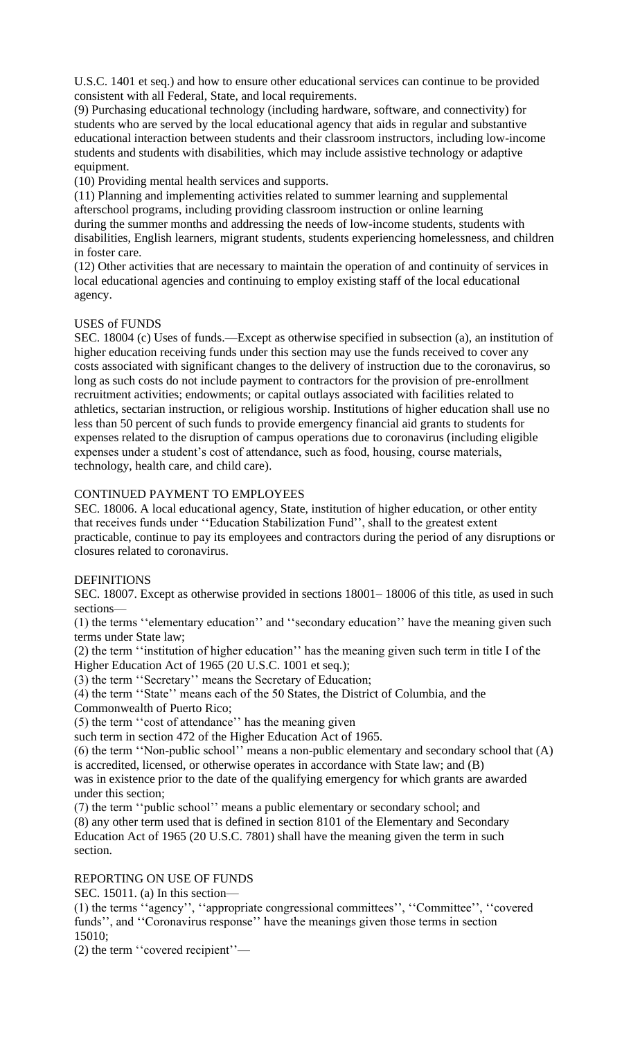U.S.C. 1401 et seq.) and how to ensure other educational services can continue to be provided consistent with all Federal, State, and local requirements.

(9) Purchasing educational technology (including hardware, software, and connectivity) for students who are served by the local educational agency that aids in regular and substantive educational interaction between students and their classroom instructors, including low-income students and students with disabilities, which may include assistive technology or adaptive equipment.

(10) Providing mental health services and supports.

(11) Planning and implementing activities related to summer learning and supplemental afterschool programs, including providing classroom instruction or online learning during the summer months and addressing the needs of low-income students, students with disabilities, English learners, migrant students, students experiencing homelessness, and children in foster care.

(12) Other activities that are necessary to maintain the operation of and continuity of services in local educational agencies and continuing to employ existing staff of the local educational agency.

USES of FUNDS

SEC. 18004 (c) Uses of funds.—Except as otherwise specified in subsection (a), an institution of higher education receiving funds under this section may use the funds received to cover any costs associated with significant changes to the delivery of instruction due to the coronavirus, so long as such costs do not include payment to contractors for the provision of pre-enrollment recruitment activities; endowments; or capital outlays associated with facilities related to athletics, sectarian instruction, or religious worship. Institutions of higher education shall use no less than 50 percent of such funds to provide emergency financial aid grants to students for expenses related to the disruption of campus operations due to coronavirus (including eligible expenses under a student's cost of attendance, such as food, housing, course materials, technology, health care, and child care).

CONTINUED PAYMENT TO EMPLOYEES

SEC. 18006. A local educational agency, State, institution of higher education, or other entity that receives funds under ''Education Stabilization Fund'', shall to the greatest extent practicable, continue to pay its employees and contractors during the period of any disruptions or closures related to coronavirus.

DEFINITIONS

SEC. 18007. Except as otherwise provided in sections 18001– 18006 of this title, as used in such sections—

(1) the terms ''elementary education'' and ''secondary education'' have the meaning given such terms under State law;

(2) the term ''institution of higher education'' has the meaning given such term in title I of the Higher Education Act of 1965 (20 U.S.C. 1001 et seq.);

(3) the term ''Secretary'' means the Secretary of Education;

(4) the term ''State'' means each of the 50 States, the District of Columbia, and the Commonwealth of Puerto Rico;

(5) the term ''cost of attendance'' has the meaning given such term in section 472 of the Higher Education Act of 1965.

(6) the term ''Non-public school'' means a non-public elementary and secondary school that (A) is accredited, licensed, or otherwise operates in accordance with State law; and (B) was in existence prior to the date of the qualifying emergency for which grants are awarded under this section;

(7) the term ''public school'' means a public elementary or secondary school; and

(8) any other term used that is defined in section 8101 of the Elementary and Secondary Education Act of 1965 (20 U.S.C. 7801) shall have the meaning given the term in such section.

REPORTING ON USE OF FUNDS

SEC. 15011. (a) In this section—

(1) the terms ''agency'', ''appropriate congressional committees'', ''Committee'', ''covered funds'', and ''Coronavirus response'' have the meanings given those terms in section 15010;

(2) the term ''covered recipient''—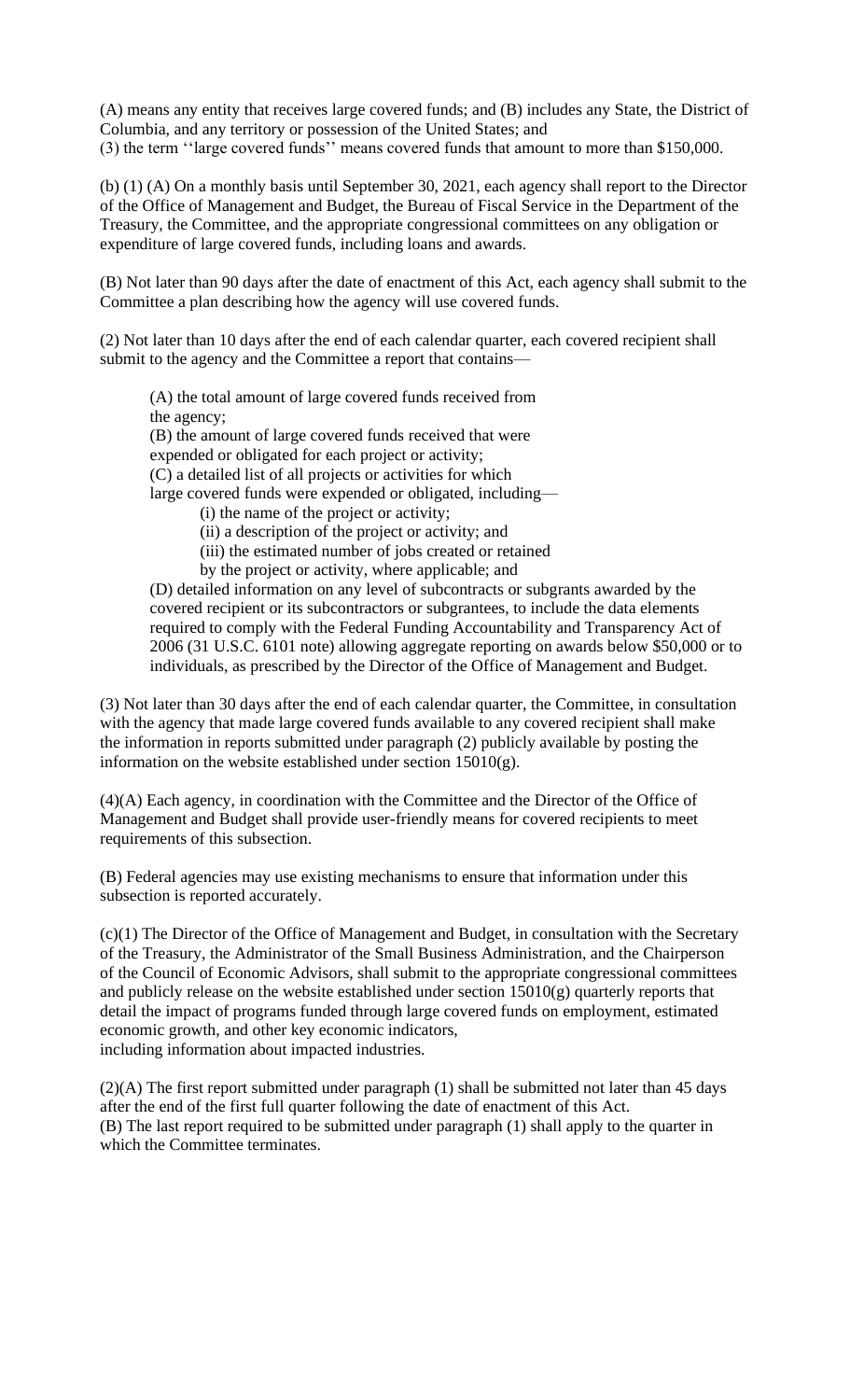(A) means any entity that receives large covered funds; and (B) includes any State, the District of Columbia, and any territory or possession of the United States; and
(3) the term ''large covered funds'' means covered funds that amount to more than $150,000.

(b) (1) (A) On a monthly basis until September 30, 2021, each agency shall report to the Director of the Office of Management and Budget, the Bureau of Fiscal Service in the Department of the Treasury, the Committee, and the appropriate congressional committees on any obligation or expenditure of large covered funds, including loans and awards.

(B) Not later than 90 days after the date of enactment of this Act, each agency shall submit to the Committee a plan describing how the agency will use covered funds.

(2) Not later than 10 days after the end of each calendar quarter, each covered recipient shall submit to the agency and the Committee a report that contains—

> (A) the total amount of large covered funds received from the agency;
> (B) the amount of large covered funds received that were expended or obligated for each project or activity;
> (C) a detailed list of all projects or activities for which large covered funds were expended or obligated, including—
>> (i) the name of the project or activity;
>> (ii) a description of the project or activity; and
>> (iii) the estimated number of jobs created or retained by the project or activity, where applicable; and
>
> (D) detailed information on any level of subcontracts or subgrants awarded by the covered recipient or its subcontractors or subgrantees, to include the data elements required to comply with the Federal Funding Accountability and Transparency Act of 2006 (31 U.S.C. 6101 note) allowing aggregate reporting on awards below $50,000 or to individuals, as prescribed by the Director of the Office of Management and Budget.

(3) Not later than 30 days after the end of each calendar quarter, the Committee, in consultation with the agency that made large covered funds available to any covered recipient shall make the information in reports submitted under paragraph (2) publicly available by posting the information on the website established under section 15010(g).

(4)(A) Each agency, in coordination with the Committee and the Director of the Office of Management and Budget shall provide user-friendly means for covered recipients to meet requirements of this subsection.

(B) Federal agencies may use existing mechanisms to ensure that information under this subsection is reported accurately.

(c)(1) The Director of the Office of Management and Budget, in consultation with the Secretary of the Treasury, the Administrator of the Small Business Administration, and the Chairperson of the Council of Economic Advisors, shall submit to the appropriate congressional committees and publicly release on the website established under section 15010(g) quarterly reports that detail the impact of programs funded through large covered funds on employment, estimated economic growth, and other key economic indicators, including information about impacted industries.

(2)(A) The first report submitted under paragraph (1) shall be submitted not later than 45 days after the end of the first full quarter following the date of enactment of this Act.
(B) The last report required to be submitted under paragraph (1) shall apply to the quarter in which the Committee terminates.